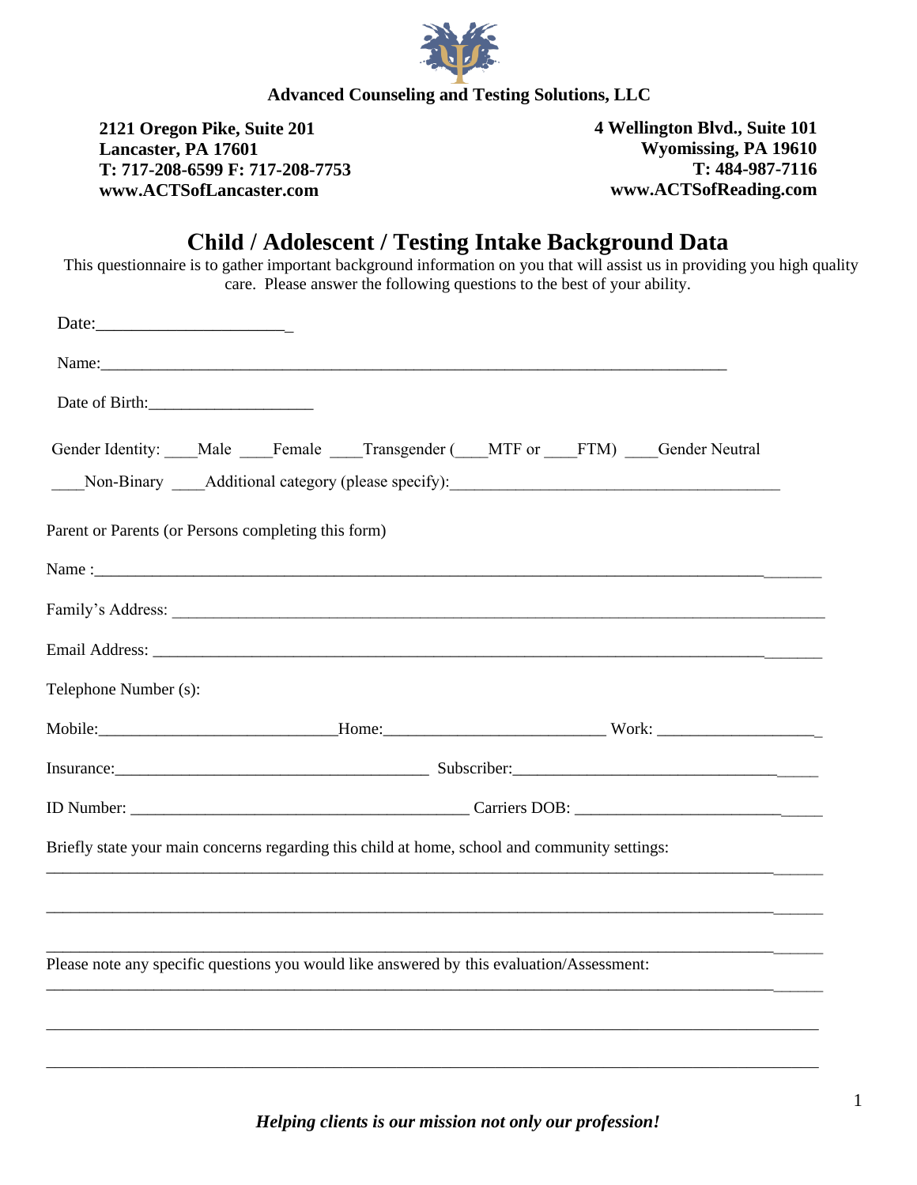**Advanced Counseling and Testing Solutions, LLC**

**2121 Oregon Pike, Suite 201**
**Lancaster, PA 17601**
**T: 717-208-6599 F: 717-208-7753**
**www.ACTSofLancaster.com**

**4 Wellington Blvd., Suite 101**
**Wyomissing, PA 19610**
**T: 484-987-7116**
**www.ACTSofReading.com**

# Child / Adolescent / Testing Intake Background Data

This questionnaire is to gather important background information on you that will assist us in providing you high quality care. Please answer the following questions to the best of your ability.

Date:_______________________

Name:_______________________________________________________________________________

Date of Birth:____________________

Gender Identity: ____Male ____Female ____Transgender (____MTF or ____FTM) ____Gender Neutral

____Non-Binary ____Additional category (please specify):________________________________________

Parent or Parents (or Persons completing this form)

Name :______________________________________________________________________________________

Family's Address: _____________________________________________________________________________

Email Address: _______________________________________________________________________________

Telephone Number (s):

Mobile:____________________________Home:___________________________ Work: ___________________

Insurance:_____________________________________ Subscriber:______________________________________

ID Number: _________________________________________ Carriers DOB: ______________________________

Briefly state your main concerns regarding this child at home, school and community settings:

____________________________________________________________________________________________

____________________________________________________________________________________________

____________________________________________________________________________________________

Please note any specific questions you would like answered by this evaluation/Assessment:

____________________________________________________________________________________________

____________________________________________________________________________________________

____________________________________________________________________________________________

***Helping clients is our mission not only our profession!***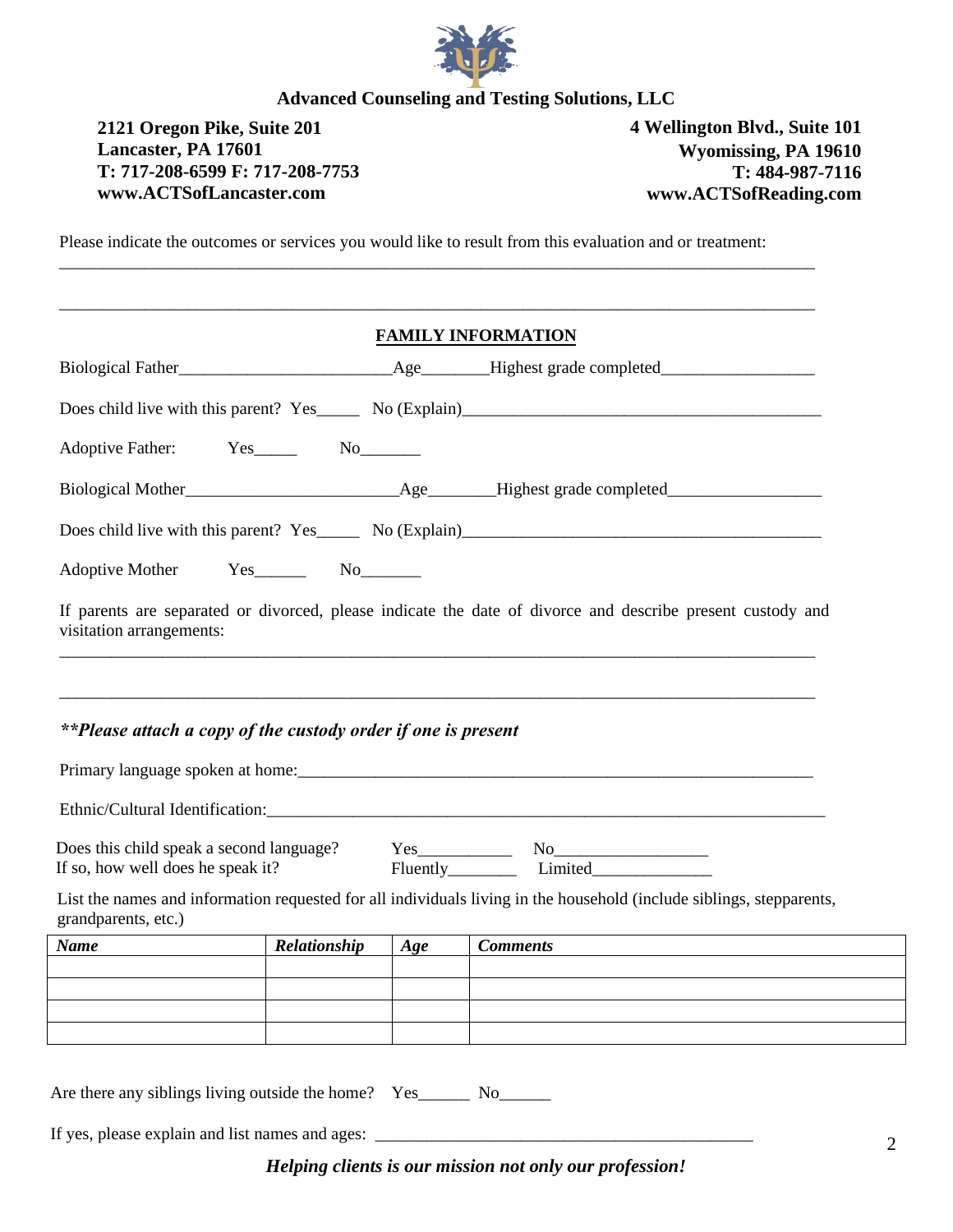**Advanced Counseling and Testing Solutions, LLC**

**2121 Oregon Pike, Suite 201**
**Lancaster, PA 17601**
**T: 717-208-6599 F: 717-208-7753**
**www.ACTSofLancaster.com**

**4 Wellington Blvd., Suite 101**
**Wyomissing, PA 19610**
**T: 484-987-7116**
**www.ACTSofReading.com**

Please indicate the outcomes or services you would like to result from this evaluation and or treatment:

_______________________________________________________________________________________

_______________________________________________________________________________________

## FAMILY INFORMATION

Biological Father________________________Age________Highest grade completed__________________

Does child live with this parent? Yes_____ No (Explain)__________________________________________

Adoptive Father: Yes_____ No_______

Biological Mother________________________Age________Highest grade completed__________________

Does child live with this parent? Yes_____ No (Explain)__________________________________________

Adoptive Mother Yes______ No_______

If parents are separated or divorced, please indicate the date of divorce and describe present custody and visitation arrangements:

_______________________________________________________________________________________

_______________________________________________________________________________________

***\*\*Please attach a copy of the custody order if one is present***

Primary language spoken at home:_______________________________________________________________

Ethnic/Cultural Identification:___________________________________________________________________

Does this child speak a second language? Yes___________ No__________________
If so, how well does he speak it? Fluently________ Limited______________

List the names and information requested for all individuals living in the household (include siblings, stepparents, grandparents, etc.)

| *Name* | *Relationship* | *Age* | *Comments* |
|---|---|---|---|
| | | | |
| | | | |
| | | | |
| | | | |

Are there any siblings living outside the home? Yes______ No______

If yes, please explain and list names and ages: _____________________________________________

***Helping clients is our mission not only our profession!***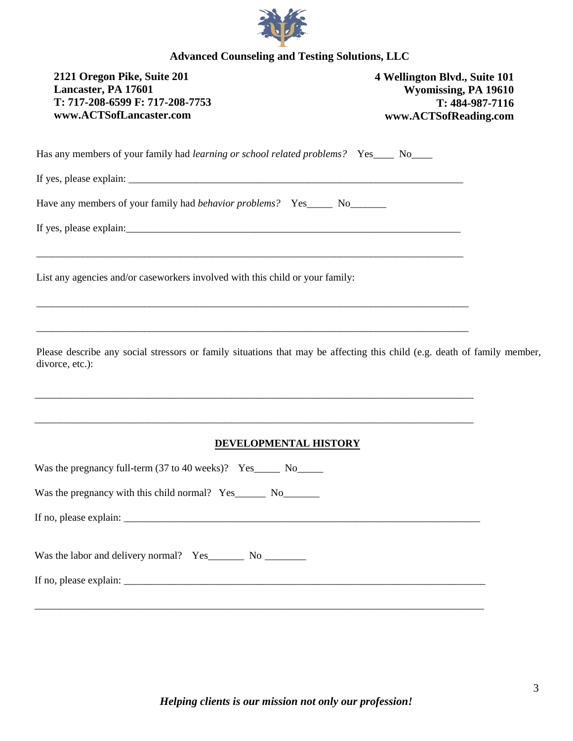**Advanced Counseling and Testing Solutions, LLC**

**2121 Oregon Pike, Suite 201**
**Lancaster, PA 17601**
**T: 717-208-6599 F: 717-208-7753**
**www.ACTSofLancaster.com**

**4 Wellington Blvd., Suite 101**
**Wyomissing, PA 19610**
**T: 484-987-7116**
**www.ACTSofReading.com**

Has any members of your family had *learning or school related problems?* Yes____ No____

If yes, please explain: ____________________________________________________________________

Have any members of your family had *behavior problems?* Yes_____ No_______

If yes, please explain:____________________________________________________________________

________________________________________________________________________________

List any agencies and/or caseworkers involved with this child or your family:

________________________________________________________________________________

________________________________________________________________________________

Please describe any social stressors or family situations that may be affecting this child (e.g. death of family member, divorce, etc.):

________________________________________________________________________________

________________________________________________________________________________

## DEVELOPMENTAL HISTORY

Was the pregnancy full-term (37 to 40 weeks)? Yes_____ No_____

Was the pregnancy with this child normal? Yes______ No_______

If no, please explain: ________________________________________________________________________

Was the labor and delivery normal? Yes_______ No ________

If no, please explain: ________________________________________________________________________

________________________________________________________________________________

*Helping clients is our mission not only our profession!*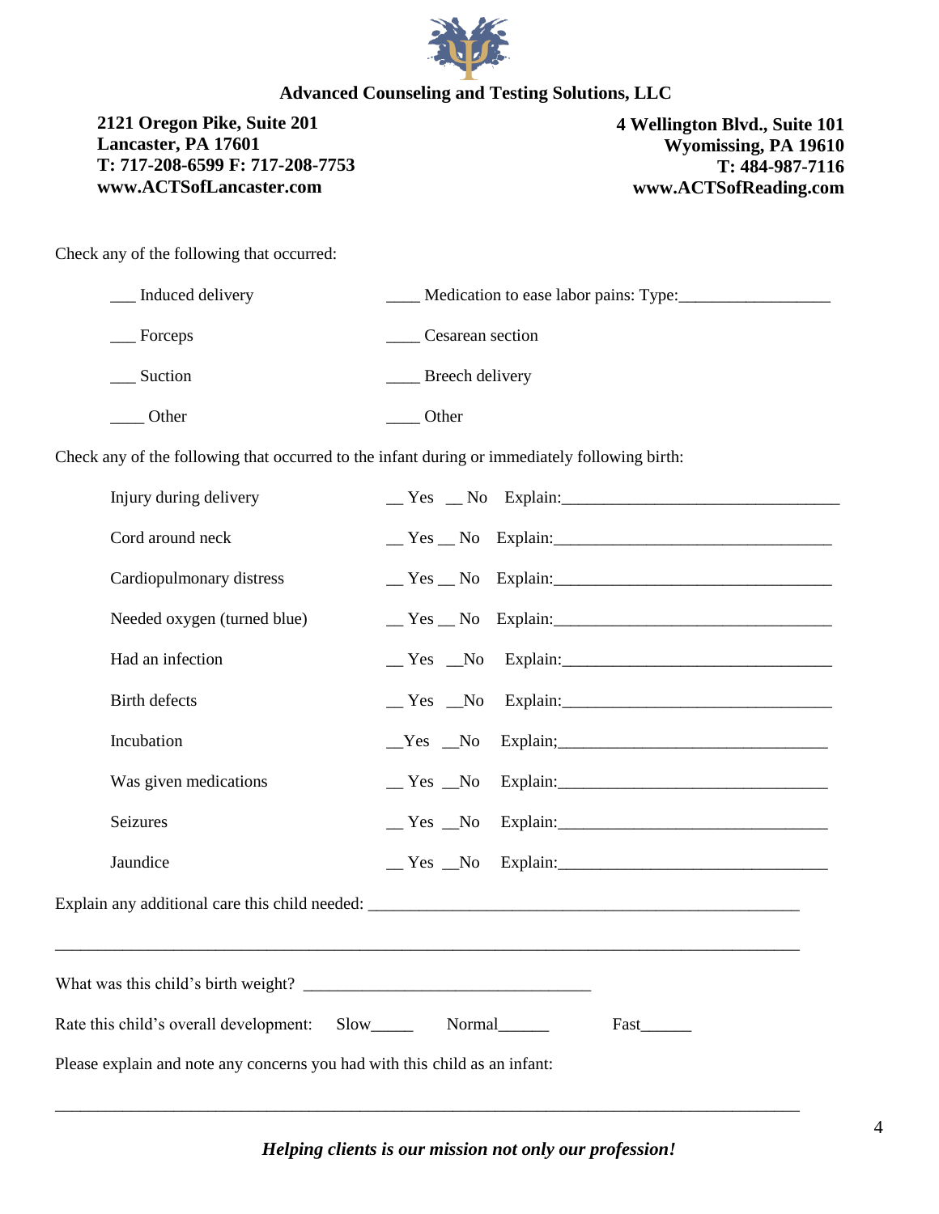**Advanced Counseling and Testing Solutions, LLC**

**2121 Oregon Pike, Suite 201**
**Lancaster, PA 17601**
**T: 717-208-6599 F: 717-208-7753**
**www.ACTSofLancaster.com**

**4 Wellington Blvd., Suite 101**
**Wyomissing, PA 19610**
**T: 484-987-7116**
**www.ACTSofReading.com**

Check any of the following that occurred:

___ Induced delivery ____ Medication to ease labor pains: Type:__________________

___ Forceps ____ Cesarean section

___ Suction ____ Breech delivery

____ Other ____ Other

Check any of the following that occurred to the infant during or immediately following birth:

Injury during delivery __ Yes __ No Explain:_________________________________

Cord around neck __ Yes __ No Explain:_________________________________

Cardiopulmonary distress __ Yes __ No Explain:_________________________________

Needed oxygen (turned blue) __ Yes __ No Explain:_________________________________

Had an infection __ Yes __No Explain:_______________________________

Birth defects __ Yes __No Explain:_______________________________

Incubation __Yes __No Explain;_______________________________

Was given medications __ Yes __No Explain:_______________________________

Seizures __ Yes __No Explain:_______________________________

Jaundice __ Yes __No Explain:_______________________________

Explain any additional care this child needed: _____________________________________________________

_____________________________________________________________________________________

What was this child's birth weight? __________________________________

Rate this child's overall development: Slow_____ Normal______ Fast______

Please explain and note any concerns you had with this child as an infant:

_____________________________________________________________________________________

*Helping clients is our mission not only our profession!*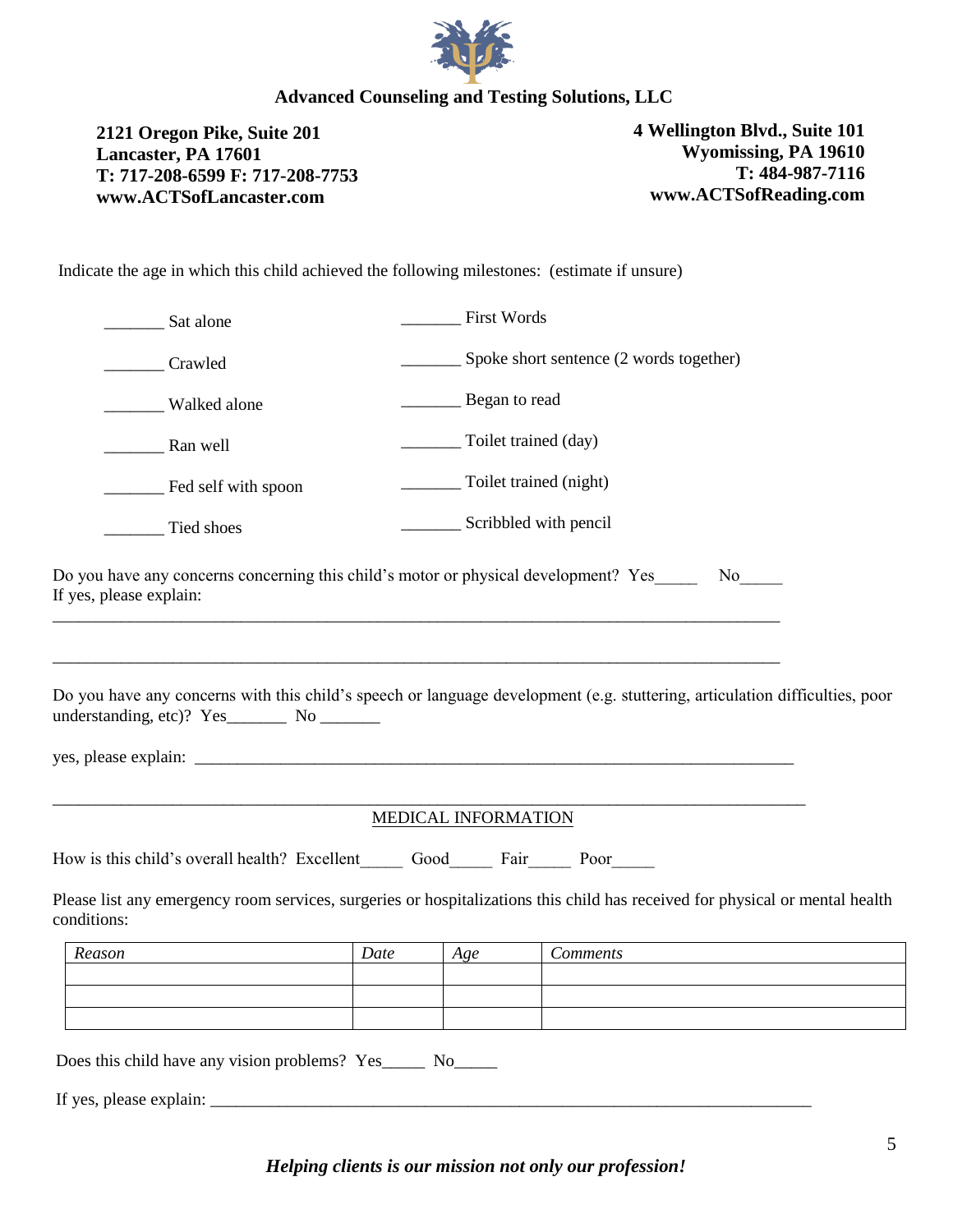**Advanced Counseling and Testing Solutions, LLC**

**2121 Oregon Pike, Suite 201**
**Lancaster, PA 17601**
**T: 717-208-6599 F: 717-208-7753**
**www.ACTSofLancaster.com**

**4 Wellington Blvd., Suite 101**
**Wyomissing, PA 19610**
**T: 484-987-7116**
**www.ACTSofReading.com**

Indicate the age in which this child achieved the following milestones: (estimate if unsure)

_______ Sat alone

_______ Crawled

_______ Walked alone

_______ Ran well

_______ Fed self with spoon

_______ Tied shoes

_______ First Words

_______ Spoke short sentence (2 words together)

_______ Began to read

_______ Toilet trained (day)

_______ Toilet trained (night)

_______ Scribbled with pencil

Do you have any concerns concerning this child's motor or physical development? Yes_____ No_____
If yes, please explain:

_____________________________________________________________________________________

_____________________________________________________________________________________

Do you have any concerns with this child's speech or language development (e.g. stuttering, articulation difficulties, poor understanding, etc)? Yes_______ No _______

yes, please explain: _________________________________________________________________________

_____________________________________________________________________________________

MEDICAL INFORMATION

How is this child's overall health? Excellent_____ Good_____ Fair_____ Poor_____

Please list any emergency room services, surgeries or hospitalizations this child has received for physical or mental health conditions:

| *Reason* | *Date* | *Age* | *Comments* |
|---|---|---|---|
| | | | |
| | | | |
| | | | |

Does this child have any vision problems? Yes_____ No_____

If yes, please explain: _________________________________________________________________________

***Helping clients is our mission not only our profession!***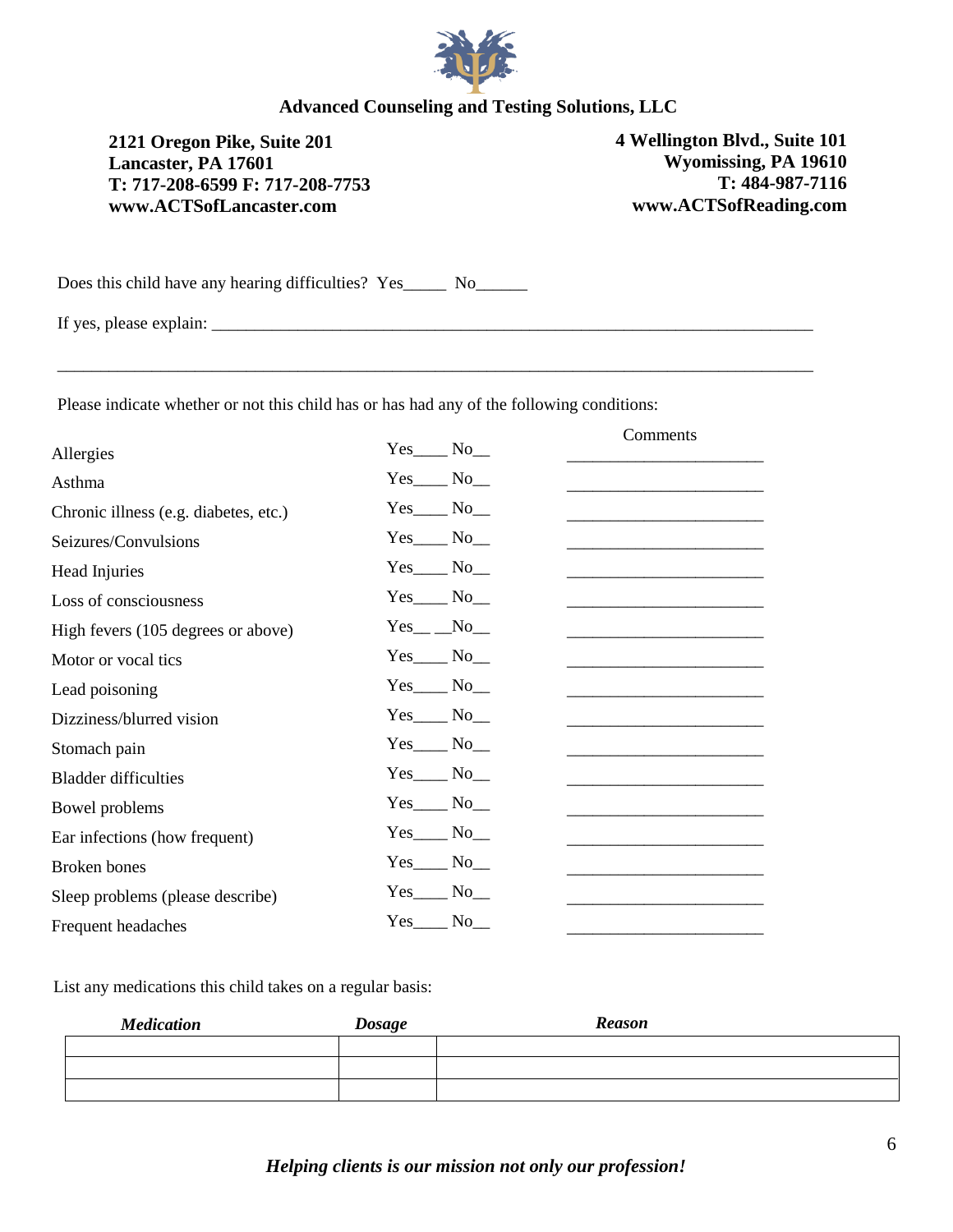**Advanced Counseling and Testing Solutions, LLC**

**2121 Oregon Pike, Suite 201**
**Lancaster, PA 17601**
**T: 717-208-6599 F: 717-208-7753**
**www.ACTSofLancaster.com**

**4 Wellington Blvd., Suite 101**
**Wyomissing, PA 19610**
**T: 484-987-7116**
**www.ACTSofReading.com**

Does this child have any hearing difficulties? Yes_____ No______

If yes, please explain: ___________________________________________________________________________

___________________________________________________________________________________________

Please indicate whether or not this child has or has had any of the following conditions:

| | | Comments |
|---|---|---|
| Allergies | Yes____ No__ | _______________________ |
| Asthma | Yes____ No__ | _______________________ |
| Chronic illness (e.g. diabetes, etc.) | Yes____ No__ | _______________________ |
| Seizures/Convulsions | Yes____ No__ | _______________________ |
| Head Injuries | Yes____ No__ | _______________________ |
| Loss of consciousness | Yes____ No__ | _______________________ |
| High fevers (105 degrees or above) | Yes__ __No__ | _______________________ |
| Motor or vocal tics | Yes____ No__ | _______________________ |
| Lead poisoning | Yes____ No__ | _______________________ |
| Dizziness/blurred vision | Yes____ No__ | _______________________ |
| Stomach pain | Yes____ No__ | _______________________ |
| Bladder difficulties | Yes____ No__ | _______________________ |
| Bowel problems | Yes____ No__ | _______________________ |
| Ear infections (how frequent) | Yes____ No__ | _______________________ |
| Broken bones | Yes____ No__ | _______________________ |
| Sleep problems (please describe) | Yes____ No__ | _______________________ |
| Frequent headaches | Yes____ No__ | _______________________ |

List any medications this child takes on a regular basis:

| ***Medication*** | ***Dosage*** | ***Reason*** |
|---|---|---|
| | | |
| | | |
| | | |

***Helping clients is our mission not only our profession!***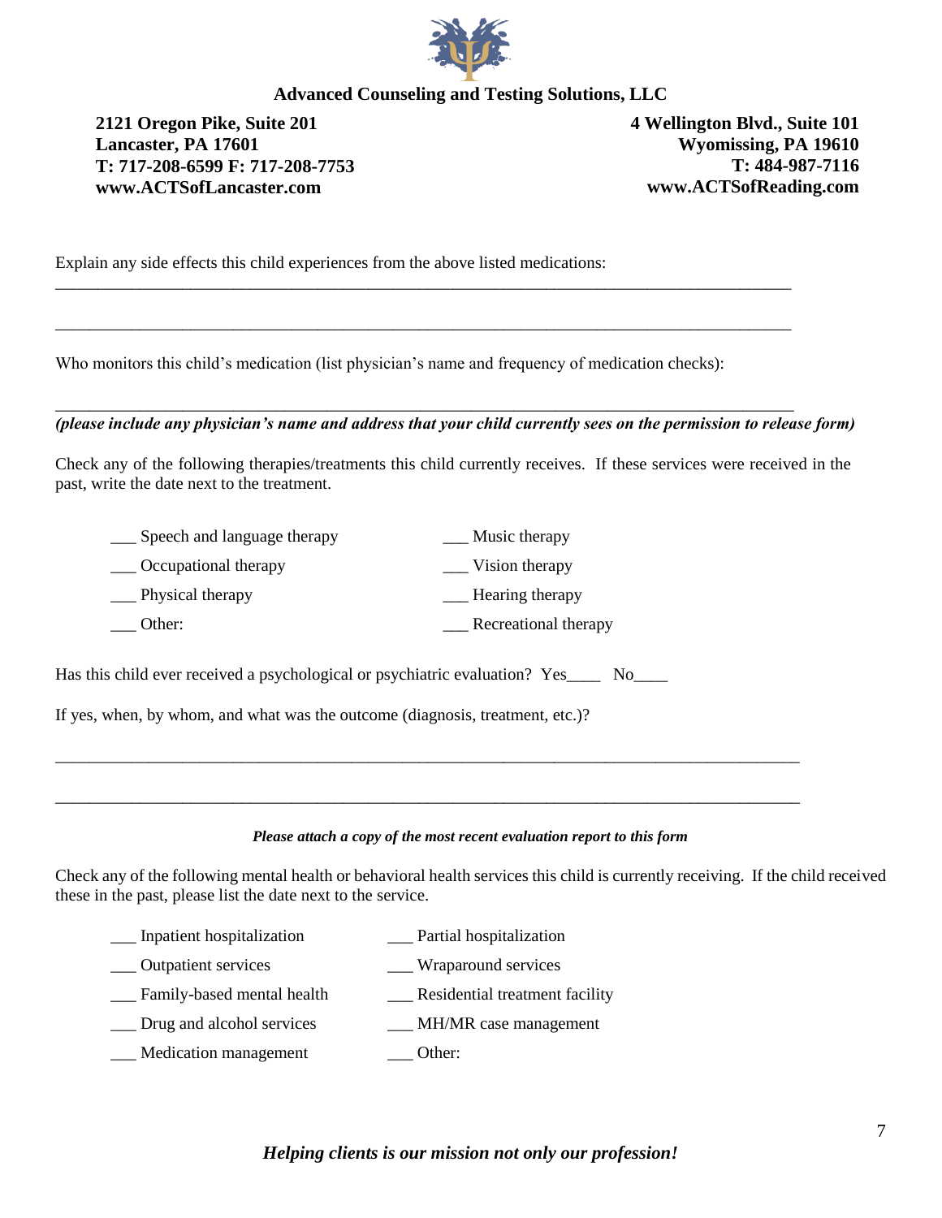**Advanced Counseling and Testing Solutions, LLC**

**2121 Oregon Pike, Suite 201**
**Lancaster, PA 17601**
**T: 717-208-6599 F: 717-208-7753**
**www.ACTSofLancaster.com**

**4 Wellington Blvd., Suite 101**
**Wyomissing, PA 19610**
**T: 484-987-7116**
**www.ACTSofReading.com**

Explain any side effects this child experiences from the above listed medications: ___________________________________________________________________________________

___________________________________________________________________________________

Who monitors this child's medication (list physician's name and frequency of medication checks):

___________________________________________________________________________________

***(please include any physician's name and address that your child currently sees on the permission to release form)***

Check any of the following therapies/treatments this child currently receives. If these services were received in the past, write the date next to the treatment.

- ___ Speech and language therapy
- ___ Occupational therapy
- ___ Physical therapy
- ___ Other:
- ___ Music therapy
- ___ Vision therapy
- ___ Hearing therapy
- ___ Recreational therapy

Has this child ever received a psychological or psychiatric evaluation? Yes____ No____

If yes, when, by whom, and what was the outcome (diagnosis, treatment, etc.)?

___________________________________________________________________________________

___________________________________________________________________________________

***Please attach a copy of the most recent evaluation report to this form***

Check any of the following mental health or behavioral health services this child is currently receiving. If the child received these in the past, please list the date next to the service.

- ___ Inpatient hospitalization
- ___ Outpatient services
- ___ Family-based mental health
- ___ Drug and alcohol services
- ___ Medication management
- ___ Partial hospitalization
- ___ Wraparound services
- ___ Residential treatment facility
- ___ MH/MR case management
- ___ Other:

***Helping clients is our mission not only our profession!***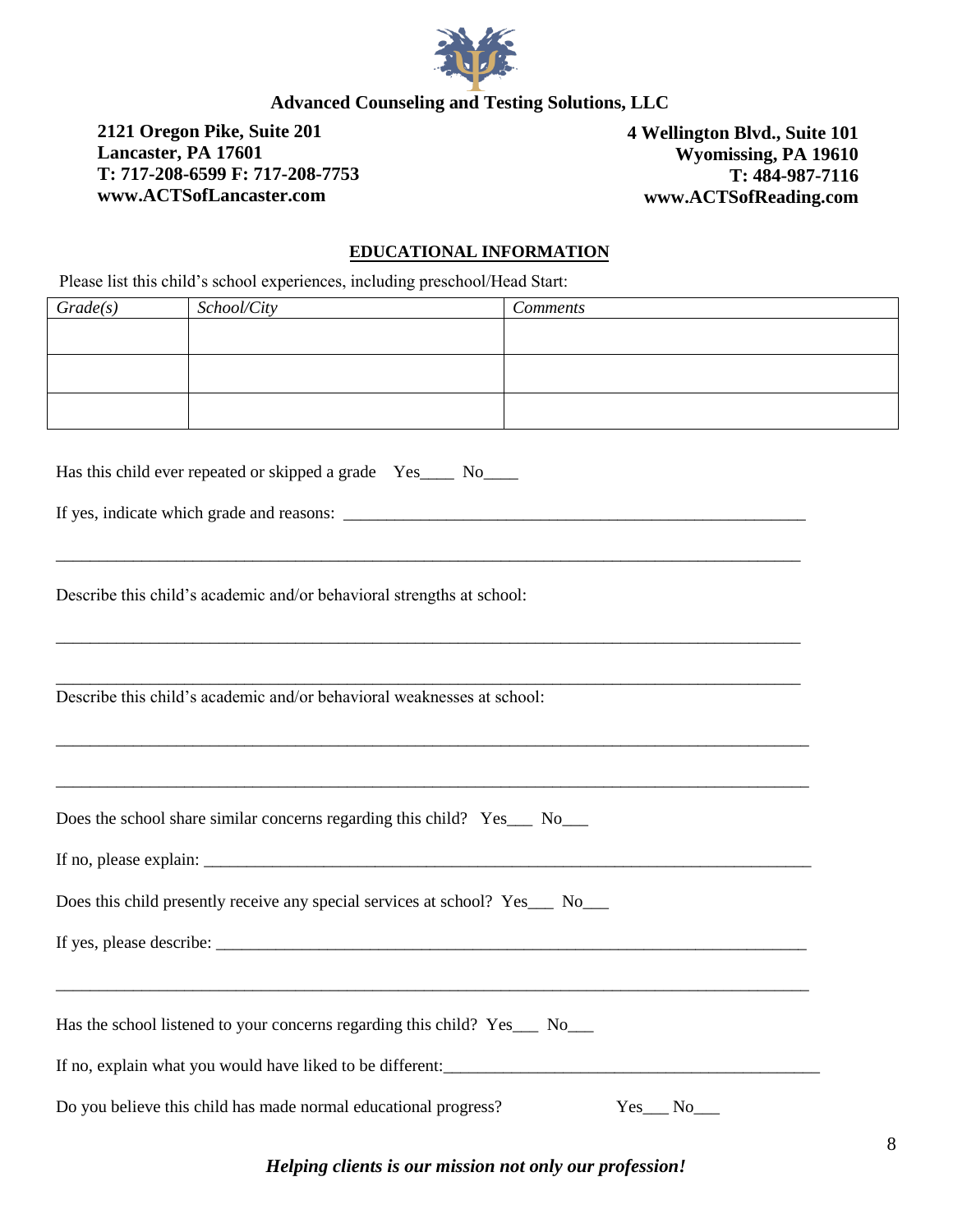**Advanced Counseling and Testing Solutions, LLC**

**2121 Oregon Pike, Suite 201**
**Lancaster, PA 17601**
**T: 717-208-6599 F: 717-208-7753**
**www.ACTSofLancaster.com**

**4 Wellington Blvd., Suite 101**
**Wyomissing, PA 19610**
**T: 484-987-7116**
**www.ACTSofReading.com**

## EDUCATIONAL INFORMATION

Please list this child's school experiences, including preschool/Head Start:

| *Grade(s)* | *School/City* | *Comments* |
|---|---|---|
| | | |
| | | |
| | | |

Has this child ever repeated or skipped a grade Yes____ No____

If yes, indicate which grade and reasons: ________________________________________________________

___________________________________________________________________________________________

Describe this child's academic and/or behavioral strengths at school:

___________________________________________________________________________________________

___________________________________________________________________________________________

Describe this child's academic and/or behavioral weaknesses at school:

___________________________________________________________________________________________

___________________________________________________________________________________________

Does the school share similar concerns regarding this child? Yes___ No___

If no, please explain: _____________________________________________________________________________

Does this child presently receive any special services at school? Yes___ No___

If yes, please describe: ___________________________________________________________________________

___________________________________________________________________________________________

Has the school listened to your concerns regarding this child? Yes___ No___

If no, explain what you would have liked to be different:____________________________________________

Do you believe this child has made normal educational progress? Yes___ No___

*Helping clients is our mission not only our profession!*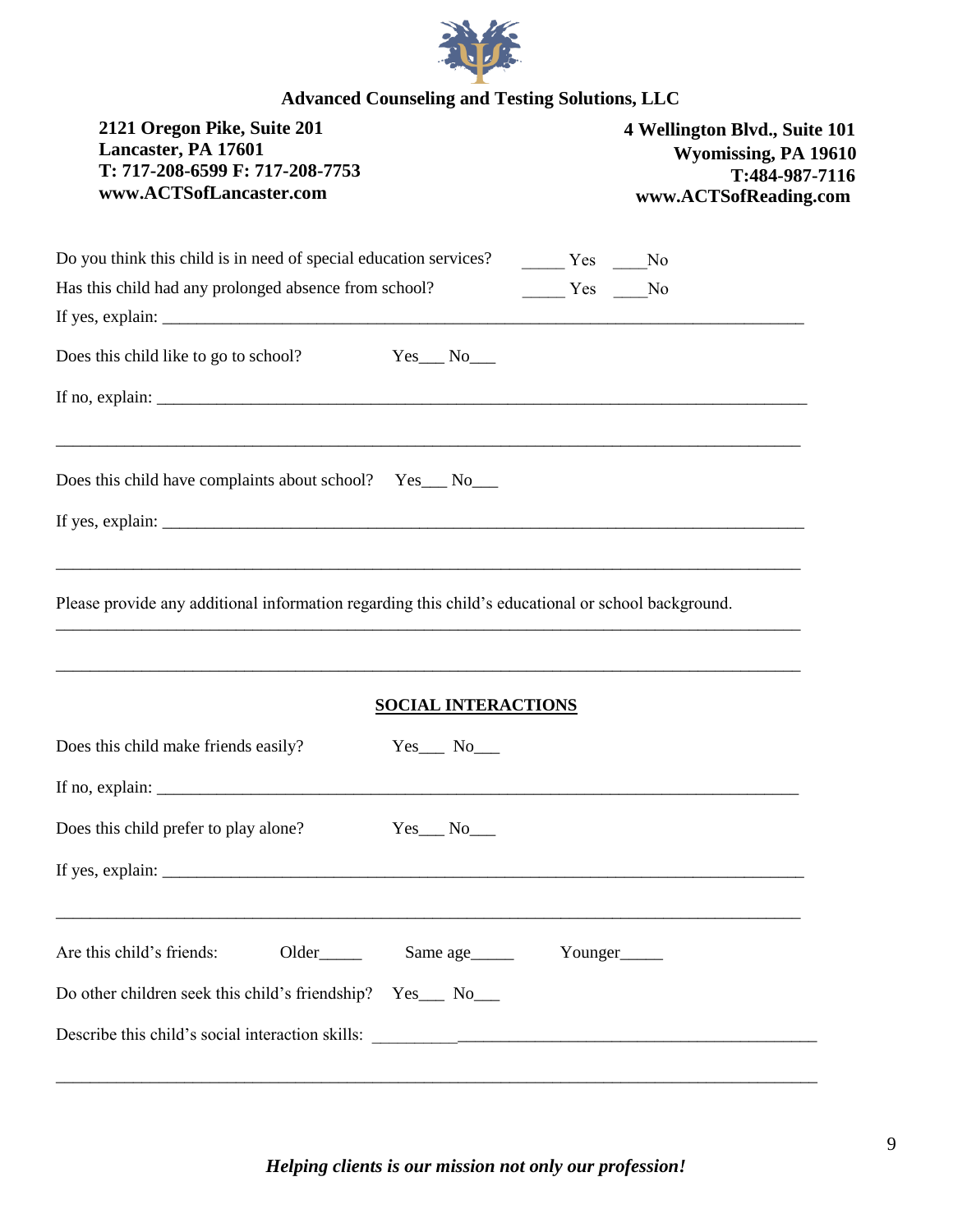**Advanced Counseling and Testing Solutions, LLC**

**2121 Oregon Pike, Suite 201**
**Lancaster, PA 17601**
**T: 717-208-6599 F: 717-208-7753**
**www.ACTSofLancaster.com**

**4 Wellington Blvd., Suite 101**
**Wyomissing, PA 19610**
**T:484-987-7116**
**www.ACTSofReading.com**

Do you think this child is in need of special education services? _____ Yes ____No

Has this child had any prolonged absence from school? _____ Yes ____No

If yes, explain: ______________________________________________________________________________

Does this child like to go to school? Yes___ No___

If no, explain: ______________________________________________________________________________

______________________________________________________________________________________

Does this child have complaints about school? Yes___ No___

If yes, explain: ______________________________________________________________________________

______________________________________________________________________________________

Please provide any additional information regarding this child's educational or school background.

______________________________________________________________________________________

______________________________________________________________________________________

**SOCIAL INTERACTIONS**

Does this child make friends easily? Yes___ No___

If no, explain: ______________________________________________________________________________

Does this child prefer to play alone? Yes___ No___

If yes, explain: ______________________________________________________________________________

______________________________________________________________________________________

Are this child's friends: Older_____ Same age_____ Younger_____

Do other children seek this child's friendship? Yes___ No___

Describe this child's social interaction skills: ___________________________________________________

______________________________________________________________________________________

*Helping clients is our mission not only our profession!*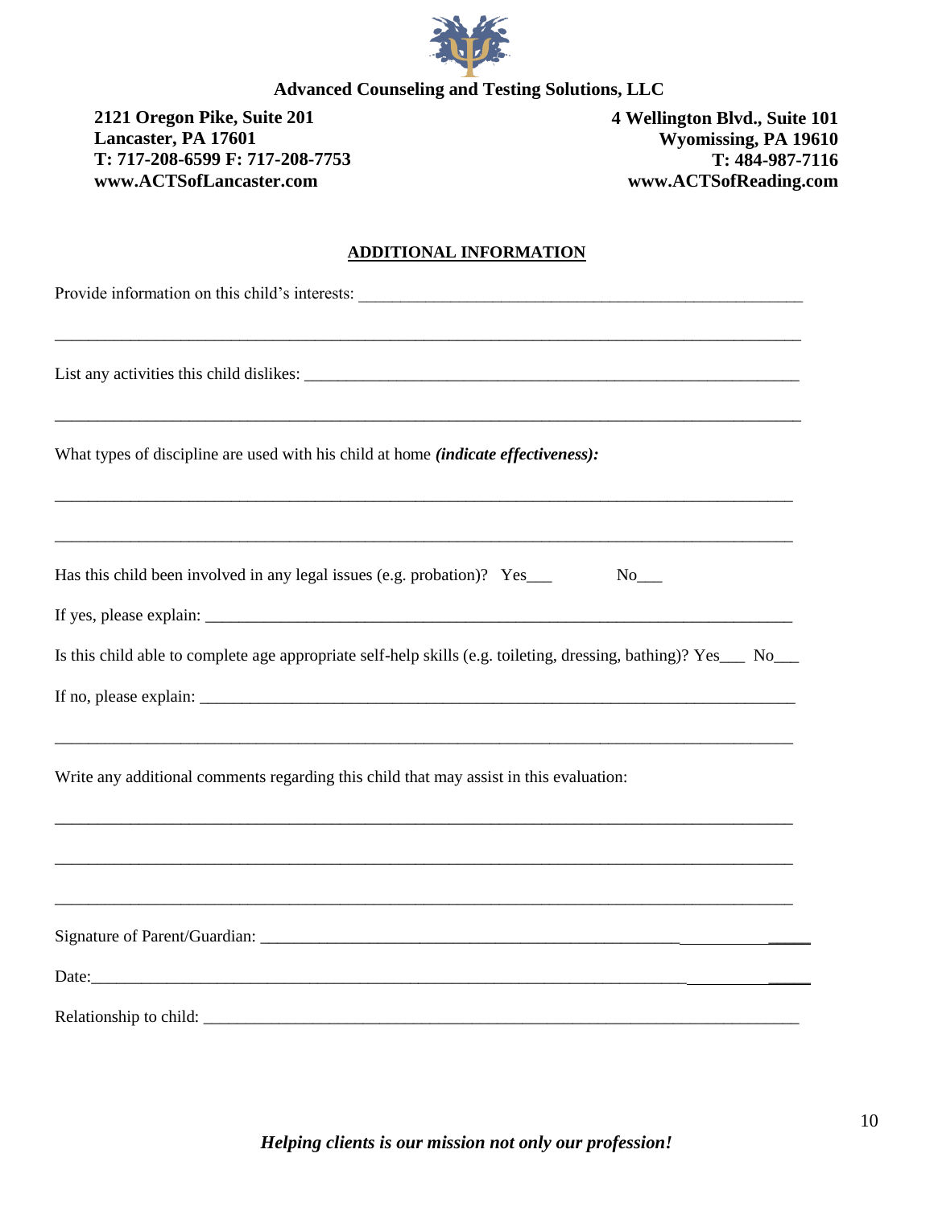**Advanced Counseling and Testing Solutions, LLC**

**2121 Oregon Pike, Suite 201**
**Lancaster, PA 17601**
**T: 717-208-6599 F: 717-208-7753**
**www.ACTSofLancaster.com**

**4 Wellington Blvd., Suite 101**
**Wyomissing, PA 19610**
**T: 484-987-7116**
**www.ACTSofReading.com**

## ADDITIONAL INFORMATION

Provide information on this child's interests: ______________________________________________________

______________________________________________________________________________________

List any activities this child dislikes: _____________________________________________________________

______________________________________________________________________________________

What types of discipline are used with his child at home ***(indicate effectiveness):***

______________________________________________________________________________________

______________________________________________________________________________________

Has this child been involved in any legal issues (e.g. probation)? Yes___ No___

If yes, please explain: ______________________________________________________________________

Is this child able to complete age appropriate self-help skills (e.g. toileting, dressing, bathing)? Yes___ No___

If no, please explain: _______________________________________________________________________

______________________________________________________________________________________

Write any additional comments regarding this child that may assist in this evaluation:

______________________________________________________________________________________

______________________________________________________________________________________

______________________________________________________________________________________

Signature of Parent/Guardian: ___________________________________________________________

Date:__________________________________________________________________________________

Relationship to child: ________________________________________________________________________

***Helping clients is our mission not only our profession!***